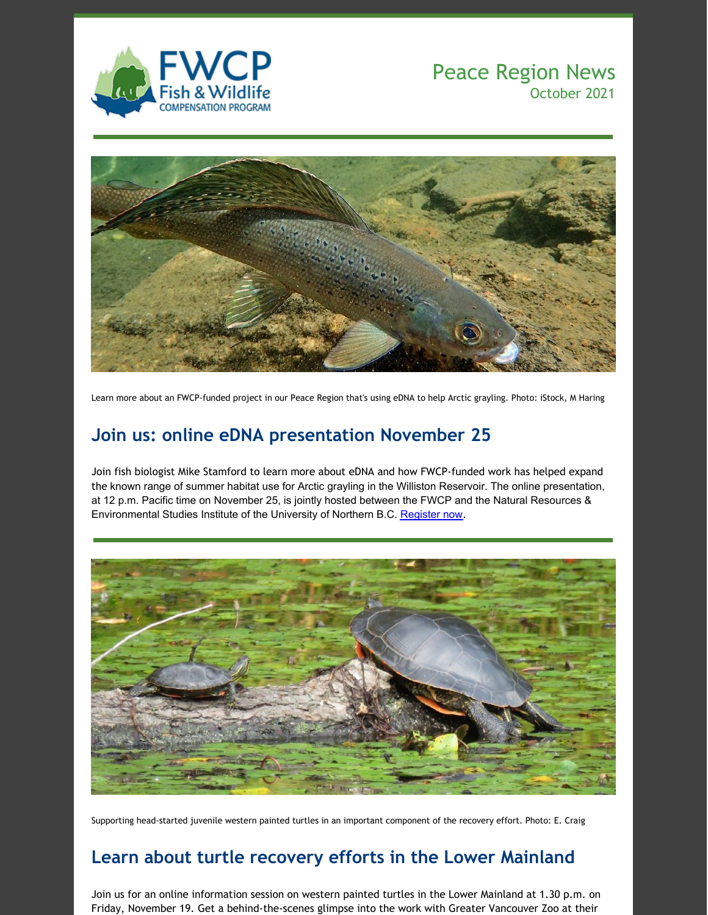FWCP Fish & Wildlife COMPENSATION PROGRAM

Peace Region News
October 2021

Learn more about an FWCP-funded project in our Peace Region that's using eDNA to help Arctic grayling. Photo: iStock, M Haring

## Join us: online eDNA presentation November 25

Join fish biologist Mike Stamford to learn more about eDNA and how FWCP-funded work has helped expand the known range of summer habitat use for Arctic grayling in the Williston Reservoir. The online presentation, at 12 p.m. Pacific time on November 25, is jointly hosted between the FWCP and the Natural Resources & Environmental Studies Institute of the University of Northern B.C. Register now.

Supporting head-started juvenile western painted turtles in an important component of the recovery effort. Photo: E. Craig

## Learn about turtle recovery efforts in the Lower Mainland

Join us for an online information session on western painted turtles in the Lower Mainland at 1.30 p.m. on Friday, November 19. Get a behind-the-scenes glimpse into the work with Greater Vancouver Zoo at their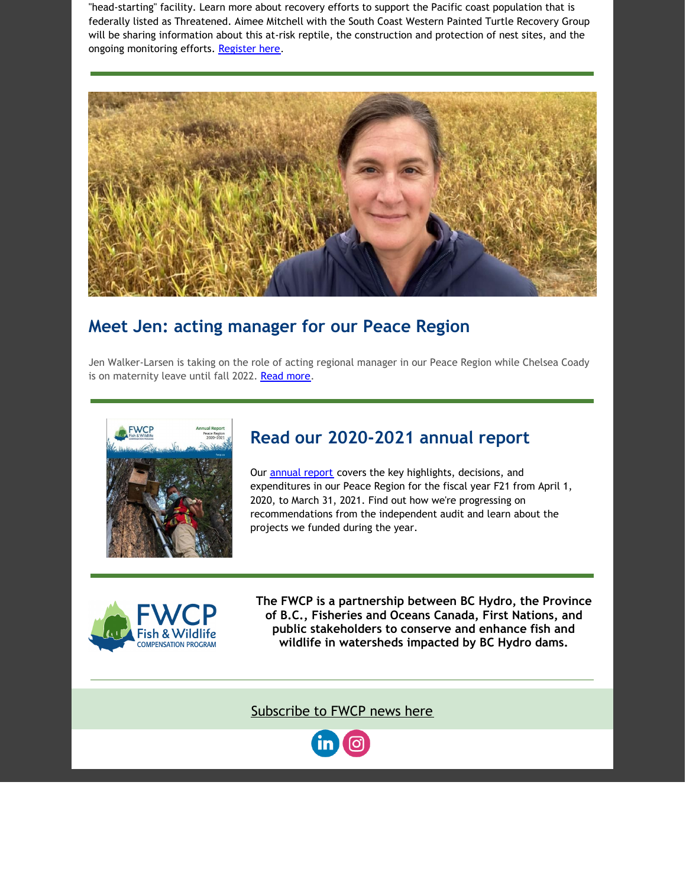"head-starting" facility. Learn more about recovery efforts to support the Pacific coast population that is federally listed as Threatened. Aimee Mitchell with the South Coast Western Painted Turtle Recovery Group will be sharing information about this at-risk reptile, the construction and protection of nest sites, and the ongoing monitoring efforts. Register here.

## Meet Jen: acting manager for our Peace Region

Jen Walker-Larsen is taking on the role of acting regional manager in our Peace Region while Chelsea Coady is on maternity leave until fall 2022. Read more.

## Read our 2020-2021 annual report

Our annual report covers the key highlights, decisions, and expenditures in our Peace Region for the fiscal year F21 from April 1, 2020, to March 31, 2021. Find out how we're progressing on recommendations from the independent audit and learn about the projects we funded during the year.

**The FWCP is a partnership between BC Hydro, the Province of B.C., Fisheries and Oceans Canada, First Nations, and public stakeholders to conserve and enhance fish and wildlife in watersheds impacted by BC Hydro dams.**

Subscribe to FWCP news here